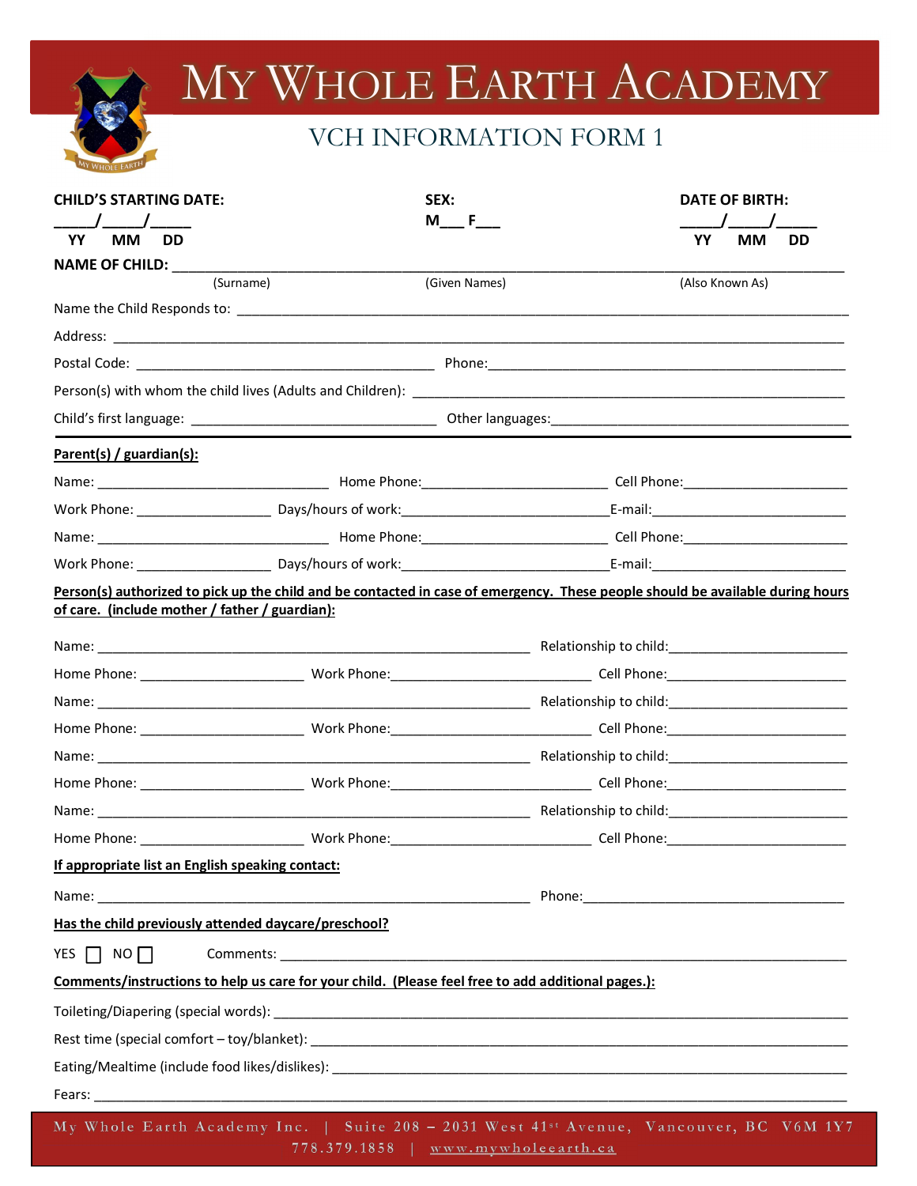# MY WHOLE EARTH ACADEMY

## VCH INFORMATION FORM 1

**CHILD'S STARTING DATE:** _____/_____/_____
YY MM DD

**SEX:** M___ F___

**DATE OF BIRTH:** _____/_____/_____
YY MM DD

**NAME OF CHILD:** ______________________________________________________________
(Surname) (Given Names) (Also Known As)

Name the Child Responds to: ______________________________________________________

Address: _______________________________________________________________________

Postal Code: ___________________________ Phone: ___________________________________

Person(s) with whom the child lives (Adults and Children): _________________________________

Child's first language: _________________________ Other languages: _______________________

---

**Parent(s) / guardian(s):**

Name: _______________________ Home Phone: ___________________ Cell Phone: __________________

Work Phone: _______________ Days/hours of work: ______________________ E-mail: ______________________

Name: _______________________ Home Phone: ___________________ Cell Phone: __________________

Work Phone: _______________ Days/hours of work: ______________________ E-mail: ______________________

**Person(s) authorized to pick up the child and be contacted in case of emergency. These people should be available during hours of care. (include mother / father / guardian):**

Name: ___________________________________________ Relationship to child: ____________________

Home Phone: __________________ Work Phone: ______________________ Cell Phone: __________________

Name: ___________________________________________ Relationship to child: ____________________

Home Phone: __________________ Work Phone: ______________________ Cell Phone: __________________

Name: ___________________________________________ Relationship to child: ____________________

Home Phone: __________________ Work Phone: ______________________ Cell Phone: __________________

Name: ___________________________________________ Relationship to child: ____________________

Home Phone: __________________ Work Phone: ______________________ Cell Phone: __________________

**If appropriate list an English speaking contact:**

Name: ___________________________________________ Phone: _____________________________

**Has the child previously attended daycare/preschool?**

YES ☐ NO ☐ Comments: ___________________________________________________________

**Comments/instructions to help us care for your child. (Please feel free to add additional pages.):**

Toileting/Diapering (special words): __________________________________________________

Rest time (special comfort – toy/blanket): _____________________________________________

Eating/Mealtime (include food likes/dislikes): ___________________________________________

Fears: _____________________________________________________________________________

My Whole Earth Academy Inc. | Suite 208 – 2031 West 41st Avenue, Vancouver, BC V6M 1Y7
778.379.1858 | www.mywholeearth.ca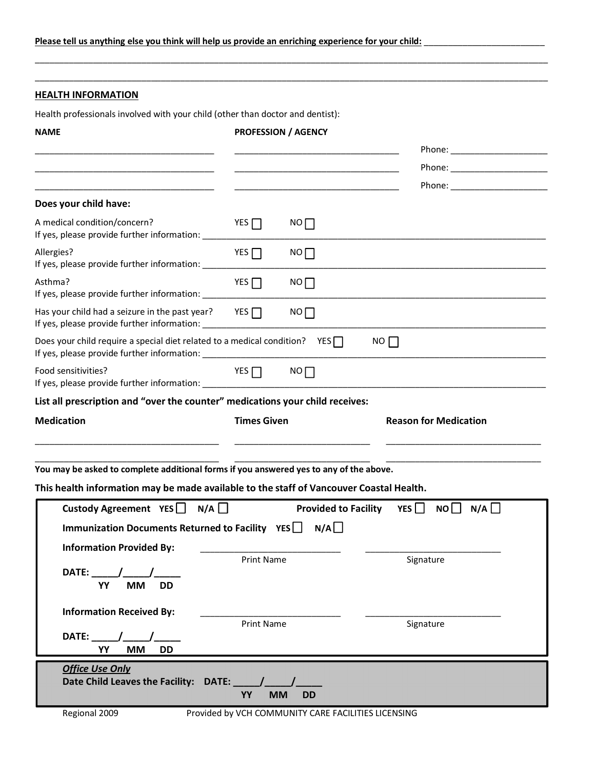**Please tell us anything else you think will help us provide an enriching experience for your child:** ________________________

_______________________________________________________________________________________________

_______________________________________________________________________________________________

## HEALTH INFORMATION

Health professionals involved with your child (other than doctor and dentist):

| NAME | PROFESSION / AGENCY | |
|---|---|---|
| ______________________ | ______________________ | Phone: ______________ |
| ______________________ | ______________________ | Phone: ______________ |
| ______________________ | ______________________ | Phone: ______________ |

**Does your child have:**

A medical condition/concern? YES ☐ NO ☐
If yes, please provide further information: ______________________________________________

Allergies? YES ☐ NO ☐
If yes, please provide further information: ______________________________________________

Asthma? YES ☐ NO ☐
If yes, please provide further information: ______________________________________________

Has your child had a seizure in the past year? YES ☐ NO ☐
If yes, please provide further information: ______________________________________________

Does your child require a special diet related to a medical condition? YES ☐ NO ☐
If yes, please provide further information: ______________________________________________

Food sensitivities? YES ☐ NO ☐
If yes, please provide further information: ______________________________________________

**List all prescription and "over the counter" medications your child receives:**

| Medication | Times Given | Reason for Medication |
|---|---|---|
| ______________________ | ______________________ | ______________________ |
| ______________________ | ______________________ | ______________________ |

**You may be asked to complete additional forms if you answered yes to any of the above.**

**This health information may be made available to the staff of Vancouver Coastal Health.**

**Custody Agreement** YES ☐ N/A ☐ **Provided to Facility** YES ☐ NO ☐ N/A ☐

**Immunization Documents Returned to Facility** YES ☐ N/A ☐

**Information Provided By:** ______________________ ______________________
Print Name Signature

**DATE:** _____/_____/_____
YY MM DD

**Information Received By:** ______________________ ______________________
Print Name Signature

**DATE:** _____/_____/_____
YY MM DD

***Office Use Only***
**Date Child Leaves the Facility: DATE:** _____/_____/_____
YY MM DD

Regional 2009 Provided by VCH COMMUNITY CARE FACILITIES LICENSING